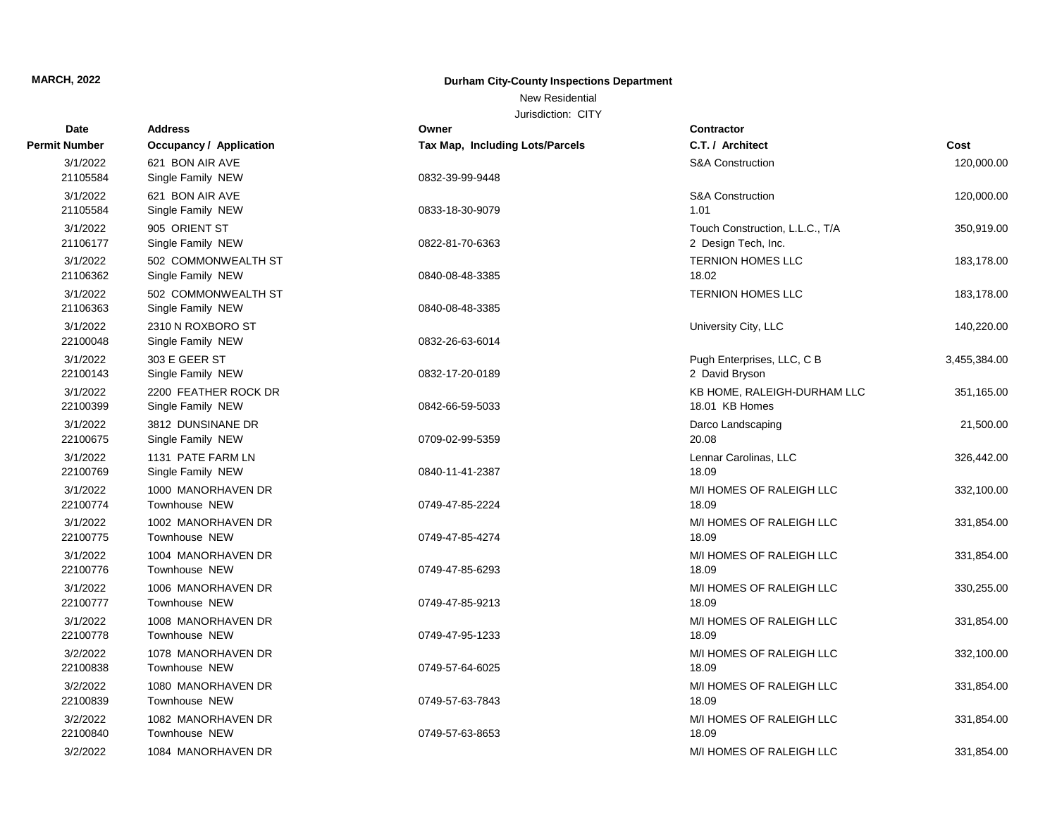**MARCH, 2022**

**Durham City-County Inspections Department**

New Residential

Jurisdiction: CITY

| Date<br>Permit Number | Address<br>Occupancy / Application | Owner<br>Tax Map, Including Lots/Parcels | Contractor<br>C.T. / Architect | Cost |
|---|---|---|---|---|
| 3/1/2022<br>21105584 | 621 BON AIR AVE<br>Single Family NEW | <br>0832-39-99-9448 | S&A Construction | 120,000.00 |
| 3/1/2022<br>21105584 | 621 BON AIR AVE<br>Single Family NEW | <br>0833-18-30-9079 | S&A Construction<br>1.01 | 120,000.00 |
| 3/1/2022<br>21106177 | 905 ORIENT ST<br>Single Family NEW | <br>0822-81-70-6363 | Touch Construction, L.L.C., T/A<br>2 Design Tech, Inc. | 350,919.00 |
| 3/1/2022<br>21106362 | 502 COMMONWEALTH ST<br>Single Family NEW | <br>0840-08-48-3385 | TERNION HOMES LLC<br>18.02 | 183,178.00 |
| 3/1/2022<br>21106363 | 502 COMMONWEALTH ST<br>Single Family NEW | <br>0840-08-48-3385 | TERNION HOMES LLC | 183,178.00 |
| 3/1/2022<br>22100048 | 2310 N ROXBORO ST<br>Single Family NEW | <br>0832-26-63-6014 | University City, LLC | 140,220.00 |
| 3/1/2022<br>22100143 | 303 E GEER ST<br>Single Family NEW | <br>0832-17-20-0189 | Pugh Enterprises, LLC, C B<br>2 David Bryson | 3,455,384.00 |
| 3/1/2022<br>22100399 | 2200 FEATHER ROCK DR<br>Single Family NEW | <br>0842-66-59-5033 | KB HOME, RALEIGH-DURHAM LLC<br>18.01 KB Homes | 351,165.00 |
| 3/1/2022<br>22100675 | 3812 DUNSINANE DR<br>Single Family NEW | <br>0709-02-99-5359 | Darco Landscaping<br>20.08 | 21,500.00 |
| 3/1/2022<br>22100769 | 1131 PATE FARM LN<br>Single Family NEW | <br>0840-11-41-2387 | Lennar Carolinas, LLC<br>18.09 | 326,442.00 |
| 3/1/2022<br>22100774 | 1000 MANORHAVEN DR<br>Townhouse NEW | <br>0749-47-85-2224 | M/I HOMES OF RALEIGH LLC<br>18.09 | 332,100.00 |
| 3/1/2022<br>22100775 | 1002 MANORHAVEN DR<br>Townhouse NEW | <br>0749-47-85-4274 | M/I HOMES OF RALEIGH LLC<br>18.09 | 331,854.00 |
| 3/1/2022<br>22100776 | 1004 MANORHAVEN DR<br>Townhouse NEW | <br>0749-47-85-6293 | M/I HOMES OF RALEIGH LLC<br>18.09 | 331,854.00 |
| 3/1/2022<br>22100777 | 1006 MANORHAVEN DR<br>Townhouse NEW | <br>0749-47-85-9213 | M/I HOMES OF RALEIGH LLC<br>18.09 | 330,255.00 |
| 3/1/2022<br>22100778 | 1008 MANORHAVEN DR<br>Townhouse NEW | <br>0749-47-95-1233 | M/I HOMES OF RALEIGH LLC<br>18.09 | 331,854.00 |
| 3/2/2022<br>22100838 | 1078 MANORHAVEN DR<br>Townhouse NEW | <br>0749-57-64-6025 | M/I HOMES OF RALEIGH LLC<br>18.09 | 332,100.00 |
| 3/2/2022<br>22100839 | 1080 MANORHAVEN DR<br>Townhouse NEW | <br>0749-57-63-7843 | M/I HOMES OF RALEIGH LLC<br>18.09 | 331,854.00 |
| 3/2/2022<br>22100840 | 1082 MANORHAVEN DR<br>Townhouse NEW | <br>0749-57-63-8653 | M/I HOMES OF RALEIGH LLC<br>18.09 | 331,854.00 |
| 3/2/2022 | 1084 MANORHAVEN DR | | M/I HOMES OF RALEIGH LLC | 331,854.00 |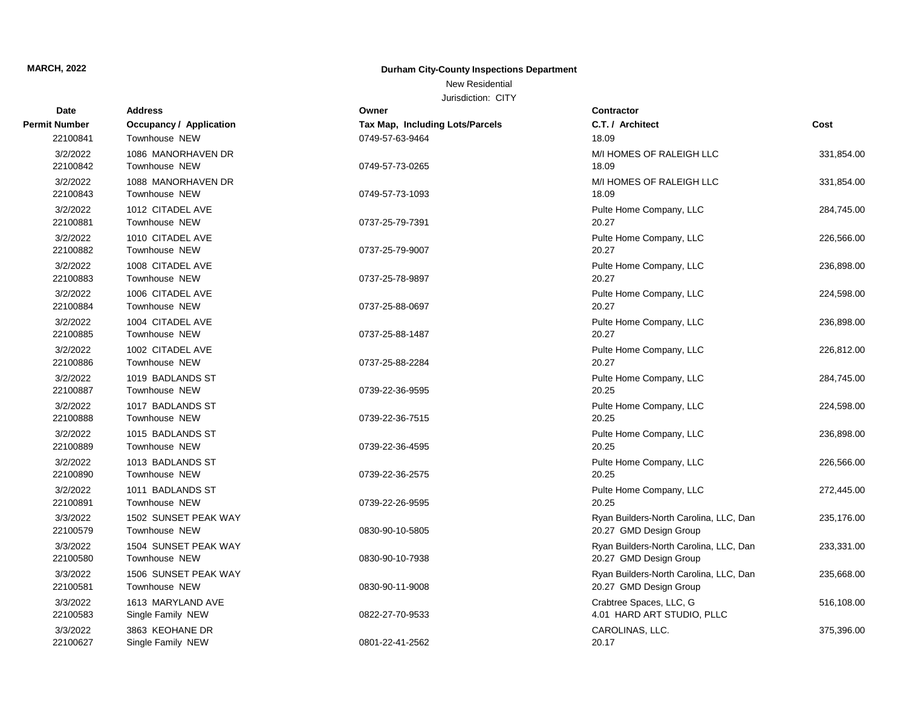**MARCH, 2022**

**Durham City-County Inspections Department**

New Residential

Jurisdiction: CITY

| Date<br>Permit Number | Address<br>Occupancy / Application | Owner<br>Tax Map, Including Lots/Parcels | Contractor<br>C.T. / Architect | Cost |
|---|---|---|---|---|
| 22100841 | Townhouse NEW | 0749-57-63-9464 | 18.09 | |
| 3/2/2022 | 1086 MANORHAVEN DR | | M/I HOMES OF RALEIGH LLC | 331,854.00 |
| 22100842 | Townhouse NEW | 0749-57-73-0265 | 18.09 | |
| 3/2/2022 | 1088 MANORHAVEN DR | | M/I HOMES OF RALEIGH LLC | 331,854.00 |
| 22100843 | Townhouse NEW | 0749-57-73-1093 | 18.09 | |
| 3/2/2022 | 1012 CITADEL AVE | | Pulte Home Company, LLC | 284,745.00 |
| 22100881 | Townhouse NEW | 0737-25-79-7391 | 20.27 | |
| 3/2/2022 | 1010 CITADEL AVE | | Pulte Home Company, LLC | 226,566.00 |
| 22100882 | Townhouse NEW | 0737-25-79-9007 | 20.27 | |
| 3/2/2022 | 1008 CITADEL AVE | | Pulte Home Company, LLC | 236,898.00 |
| 22100883 | Townhouse NEW | 0737-25-78-9897 | 20.27 | |
| 3/2/2022 | 1006 CITADEL AVE | | Pulte Home Company, LLC | 224,598.00 |
| 22100884 | Townhouse NEW | 0737-25-88-0697 | 20.27 | |
| 3/2/2022 | 1004 CITADEL AVE | | Pulte Home Company, LLC | 236,898.00 |
| 22100885 | Townhouse NEW | 0737-25-88-1487 | 20.27 | |
| 3/2/2022 | 1002 CITADEL AVE | | Pulte Home Company, LLC | 226,812.00 |
| 22100886 | Townhouse NEW | 0737-25-88-2284 | 20.27 | |
| 3/2/2022 | 1019 BADLANDS ST | | Pulte Home Company, LLC | 284,745.00 |
| 22100887 | Townhouse NEW | 0739-22-36-9595 | 20.25 | |
| 3/2/2022 | 1017 BADLANDS ST | | Pulte Home Company, LLC | 224,598.00 |
| 22100888 | Townhouse NEW | 0739-22-36-7515 | 20.25 | |
| 3/2/2022 | 1015 BADLANDS ST | | Pulte Home Company, LLC | 236,898.00 |
| 22100889 | Townhouse NEW | 0739-22-36-4595 | 20.25 | |
| 3/2/2022 | 1013 BADLANDS ST | | Pulte Home Company, LLC | 226,566.00 |
| 22100890 | Townhouse NEW | 0739-22-36-2575 | 20.25 | |
| 3/2/2022 | 1011 BADLANDS ST | | Pulte Home Company, LLC | 272,445.00 |
| 22100891 | Townhouse NEW | 0739-22-26-9595 | 20.25 | |
| 3/3/2022 | 1502 SUNSET PEAK WAY | | Ryan Builders-North Carolina, LLC, Dan | 235,176.00 |
| 22100579 | Townhouse NEW | 0830-90-10-5805 | 20.27 GMD Design Group | |
| 3/3/2022 | 1504 SUNSET PEAK WAY | | Ryan Builders-North Carolina, LLC, Dan | 233,331.00 |
| 22100580 | Townhouse NEW | 0830-90-10-7938 | 20.27 GMD Design Group | |
| 3/3/2022 | 1506 SUNSET PEAK WAY | | Ryan Builders-North Carolina, LLC, Dan | 235,668.00 |
| 22100581 | Townhouse NEW | 0830-90-11-9008 | 20.27 GMD Design Group | |
| 3/3/2022 | 1613 MARYLAND AVE | | Crabtree Spaces, LLC, G | 516,108.00 |
| 22100583 | Single Family NEW | 0822-27-70-9533 | 4.01 HARD ART STUDIO, PLLC | |
| 3/3/2022 | 3863 KEOHANE DR | | CAROLINAS, LLC. | 375,396.00 |
| 22100627 | Single Family NEW | 0801-22-41-2562 | 20.17 | |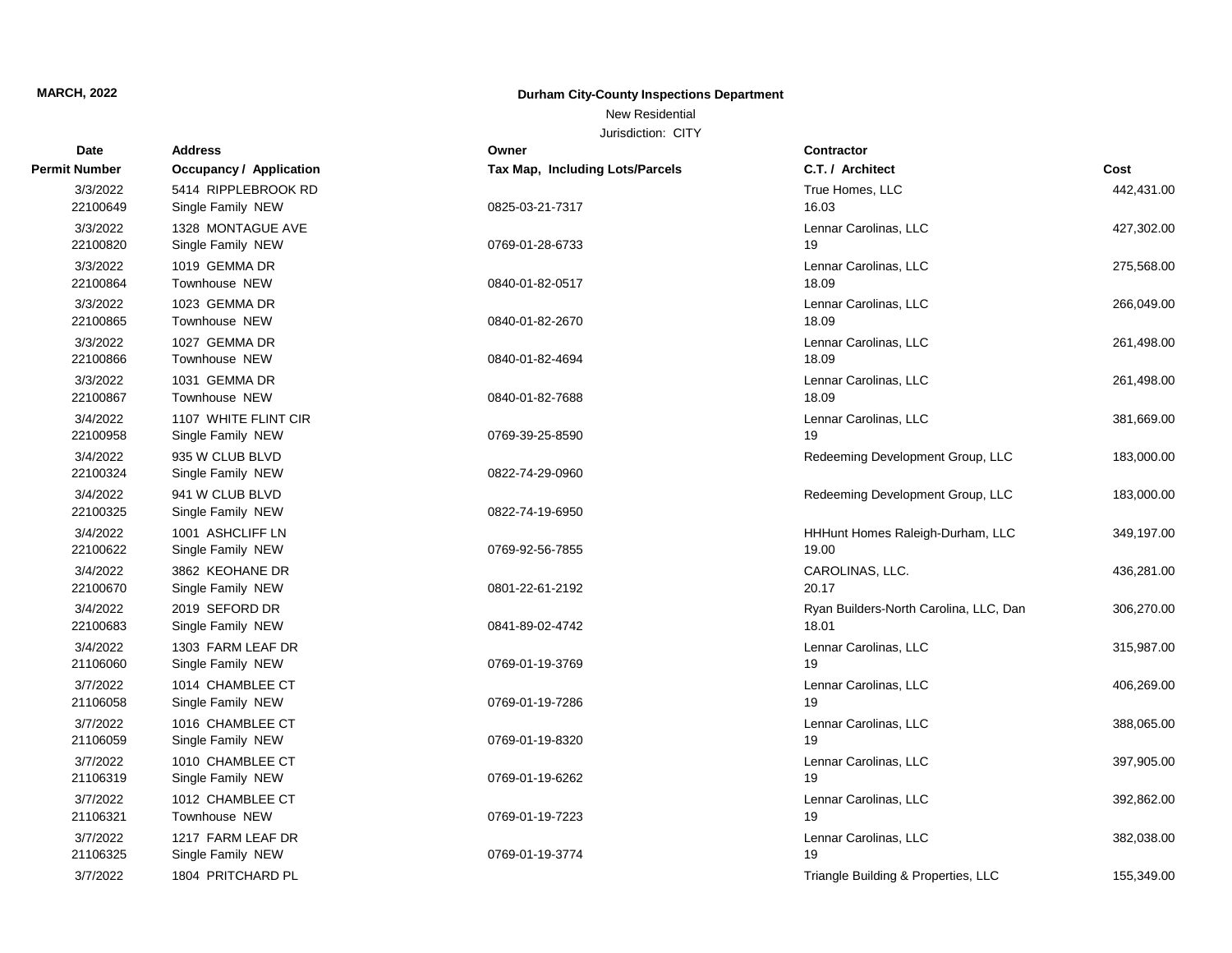**MARCH, 2022**

**Durham City-County Inspections Department**

New Residential

Jurisdiction: CITY

| Date<br>Permit Number | Address<br>Occupancy / Application | Owner<br>Tax Map, Including Lots/Parcels | Contractor<br>C.T. / Architect | Cost |
|---|---|---|---|---|
| 3/3/2022<br>22100649 | 5414 RIPPLEBROOK RD<br>Single Family NEW | 0825-03-21-7317 | True Homes, LLC<br>16.03 | 442,431.00 |
| 3/3/2022<br>22100820 | 1328 MONTAGUE AVE<br>Single Family NEW | 0769-01-28-6733 | Lennar Carolinas, LLC<br>19 | 427,302.00 |
| 3/3/2022<br>22100864 | 1019 GEMMA DR<br>Townhouse NEW | 0840-01-82-0517 | Lennar Carolinas, LLC<br>18.09 | 275,568.00 |
| 3/3/2022<br>22100865 | 1023 GEMMA DR<br>Townhouse NEW | 0840-01-82-2670 | Lennar Carolinas, LLC<br>18.09 | 266,049.00 |
| 3/3/2022<br>22100866 | 1027 GEMMA DR<br>Townhouse NEW | 0840-01-82-4694 | Lennar Carolinas, LLC<br>18.09 | 261,498.00 |
| 3/3/2022<br>22100867 | 1031 GEMMA DR<br>Townhouse NEW | 0840-01-82-7688 | Lennar Carolinas, LLC<br>18.09 | 261,498.00 |
| 3/4/2022<br>22100958 | 1107 WHITE FLINT CIR<br>Single Family NEW | 0769-39-25-8590 | Lennar Carolinas, LLC<br>19 | 381,669.00 |
| 3/4/2022<br>22100324 | 935 W CLUB BLVD<br>Single Family NEW | 0822-74-29-0960 | Redeeming Development Group, LLC | 183,000.00 |
| 3/4/2022<br>22100325 | 941 W CLUB BLVD<br>Single Family NEW | 0822-74-19-6950 | Redeeming Development Group, LLC | 183,000.00 |
| 3/4/2022<br>22100622 | 1001 ASHCLIFF LN<br>Single Family NEW | 0769-92-56-7855 | HHHunt Homes Raleigh-Durham, LLC<br>19.00 | 349,197.00 |
| 3/4/2022<br>22100670 | 3862 KEOHANE DR<br>Single Family NEW | 0801-22-61-2192 | CAROLINAS, LLC.<br>20.17 | 436,281.00 |
| 3/4/2022<br>22100683 | 2019 SEFORD DR<br>Single Family NEW | 0841-89-02-4742 | Ryan Builders-North Carolina, LLC, Dan<br>18.01 | 306,270.00 |
| 3/4/2022<br>21106060 | 1303 FARM LEAF DR<br>Single Family NEW | 0769-01-19-3769 | Lennar Carolinas, LLC<br>19 | 315,987.00 |
| 3/7/2022<br>21106058 | 1014 CHAMBLEE CT<br>Single Family NEW | 0769-01-19-7286 | Lennar Carolinas, LLC<br>19 | 406,269.00 |
| 3/7/2022<br>21106059 | 1016 CHAMBLEE CT<br>Single Family NEW | 0769-01-19-8320 | Lennar Carolinas, LLC<br>19 | 388,065.00 |
| 3/7/2022<br>21106319 | 1010 CHAMBLEE CT<br>Single Family NEW | 0769-01-19-6262 | Lennar Carolinas, LLC<br>19 | 397,905.00 |
| 3/7/2022<br>21106321 | 1012 CHAMBLEE CT<br>Townhouse NEW | 0769-01-19-7223 | Lennar Carolinas, LLC<br>19 | 392,862.00 |
| 3/7/2022<br>21106325 | 1217 FARM LEAF DR<br>Single Family NEW | 0769-01-19-3774 | Lennar Carolinas, LLC<br>19 | 382,038.00 |
| 3/7/2022 | 1804 PRITCHARD PL | | Triangle Building & Properties, LLC | 155,349.00 |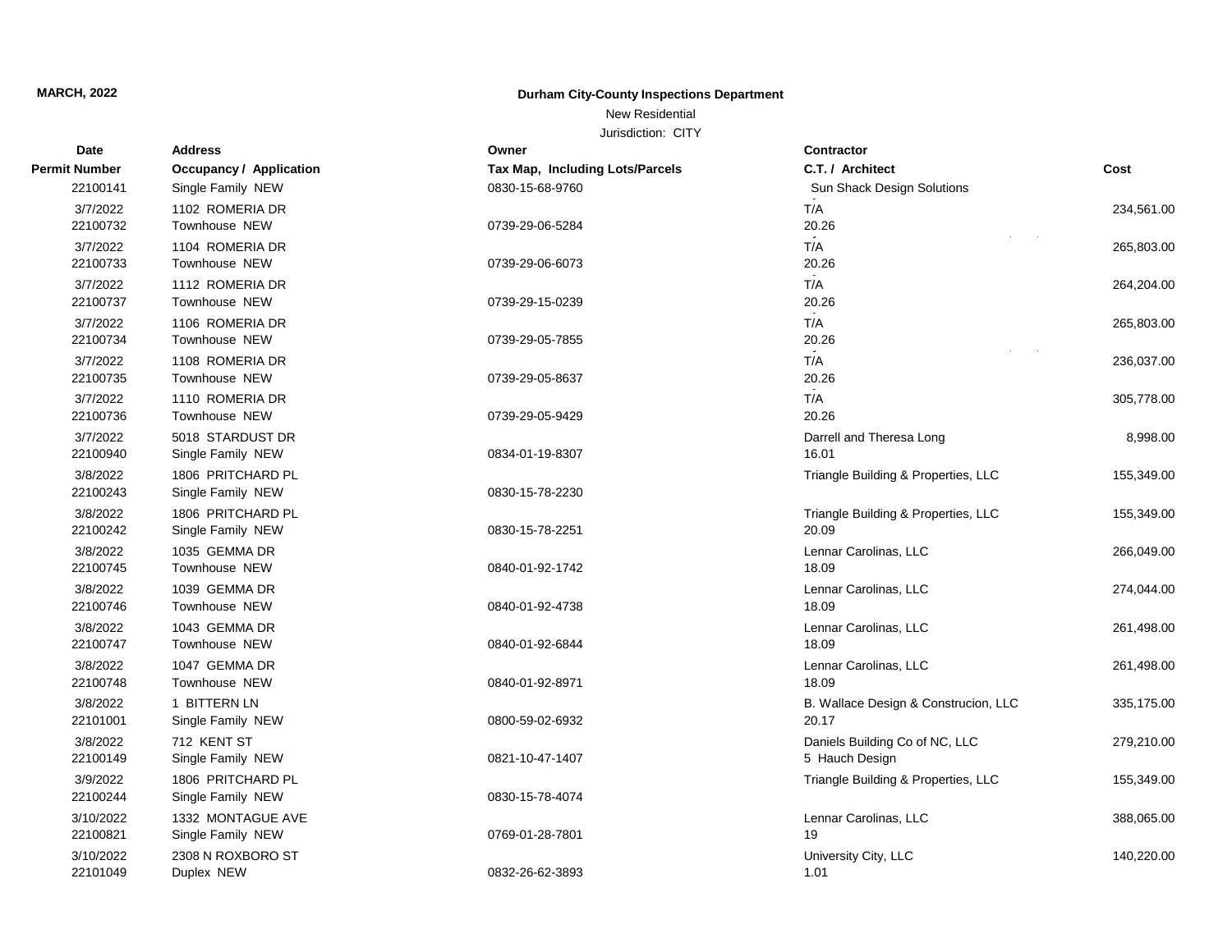**MARCH, 2022**

**Durham City-County Inspections Department**

New Residential

Jurisdiction: CITY

| Date<br>Permit Number | Address<br>Occupancy / Application | Owner<br>Tax Map, Including Lots/Parcels | Contractor<br>C.T. / Architect | Cost |
|---|---|---|---|---|
| 22100141 | Single Family NEW | 0830-15-68-9760 | Sun Shack Design Solutions | |
| 3/7/2022<br>22100732 | 1102 ROMERIA DR<br>Townhouse NEW | 0739-29-06-5284 | T/A<br>20.26 | 234,561.00 |
| 3/7/2022<br>22100733 | 1104 ROMERIA DR<br>Townhouse NEW | 0739-29-06-6073 | T/A<br>20.26 | 265,803.00 |
| 3/7/2022<br>22100737 | 1112 ROMERIA DR<br>Townhouse NEW | 0739-29-15-0239 | T/A<br>20.26 | 264,204.00 |
| 3/7/2022<br>22100734 | 1106 ROMERIA DR<br>Townhouse NEW | 0739-29-05-7855 | T/A<br>20.26 | 265,803.00 |
| 3/7/2022<br>22100735 | 1108 ROMERIA DR<br>Townhouse NEW | 0739-29-05-8637 | T/A<br>20.26 | 236,037.00 |
| 3/7/2022<br>22100736 | 1110 ROMERIA DR<br>Townhouse NEW | 0739-29-05-9429 | T/A<br>20.26 | 305,778.00 |
| 3/7/2022<br>22100940 | 5018 STARDUST DR<br>Single Family NEW | 0834-01-19-8307 | Darrell and Theresa Long<br>16.01 | 8,998.00 |
| 3/8/2022<br>22100243 | 1806 PRITCHARD PL<br>Single Family NEW | 0830-15-78-2230 | Triangle Building & Properties, LLC | 155,349.00 |
| 3/8/2022<br>22100242 | 1806 PRITCHARD PL<br>Single Family NEW | 0830-15-78-2251 | Triangle Building & Properties, LLC<br>20.09 | 155,349.00 |
| 3/8/2022<br>22100745 | 1035 GEMMA DR<br>Townhouse NEW | 0840-01-92-1742 | Lennar Carolinas, LLC<br>18.09 | 266,049.00 |
| 3/8/2022<br>22100746 | 1039 GEMMA DR<br>Townhouse NEW | 0840-01-92-4738 | Lennar Carolinas, LLC<br>18.09 | 274,044.00 |
| 3/8/2022<br>22100747 | 1043 GEMMA DR<br>Townhouse NEW | 0840-01-92-6844 | Lennar Carolinas, LLC<br>18.09 | 261,498.00 |
| 3/8/2022<br>22100748 | 1047 GEMMA DR<br>Townhouse NEW | 0840-01-92-8971 | Lennar Carolinas, LLC<br>18.09 | 261,498.00 |
| 3/8/2022<br>22101001 | 1 BITTERN LN<br>Single Family NEW | 0800-59-02-6932 | B. Wallace Design & Construcion, LLC<br>20.17 | 335,175.00 |
| 3/8/2022<br>22100149 | 712 KENT ST<br>Single Family NEW | 0821-10-47-1407 | Daniels Building Co of NC, LLC<br>5 Hauch Design | 279,210.00 |
| 3/9/2022<br>22100244 | 1806 PRITCHARD PL<br>Single Family NEW | 0830-15-78-4074 | Triangle Building & Properties, LLC | 155,349.00 |
| 3/10/2022<br>22100821 | 1332 MONTAGUE AVE<br>Single Family NEW | 0769-01-28-7801 | Lennar Carolinas, LLC<br>19 | 388,065.00 |
| 3/10/2022<br>22101049 | 2308 N ROXBORO ST<br>Duplex NEW | 0832-26-62-3893 | University City, LLC<br>1.01 | 140,220.00 |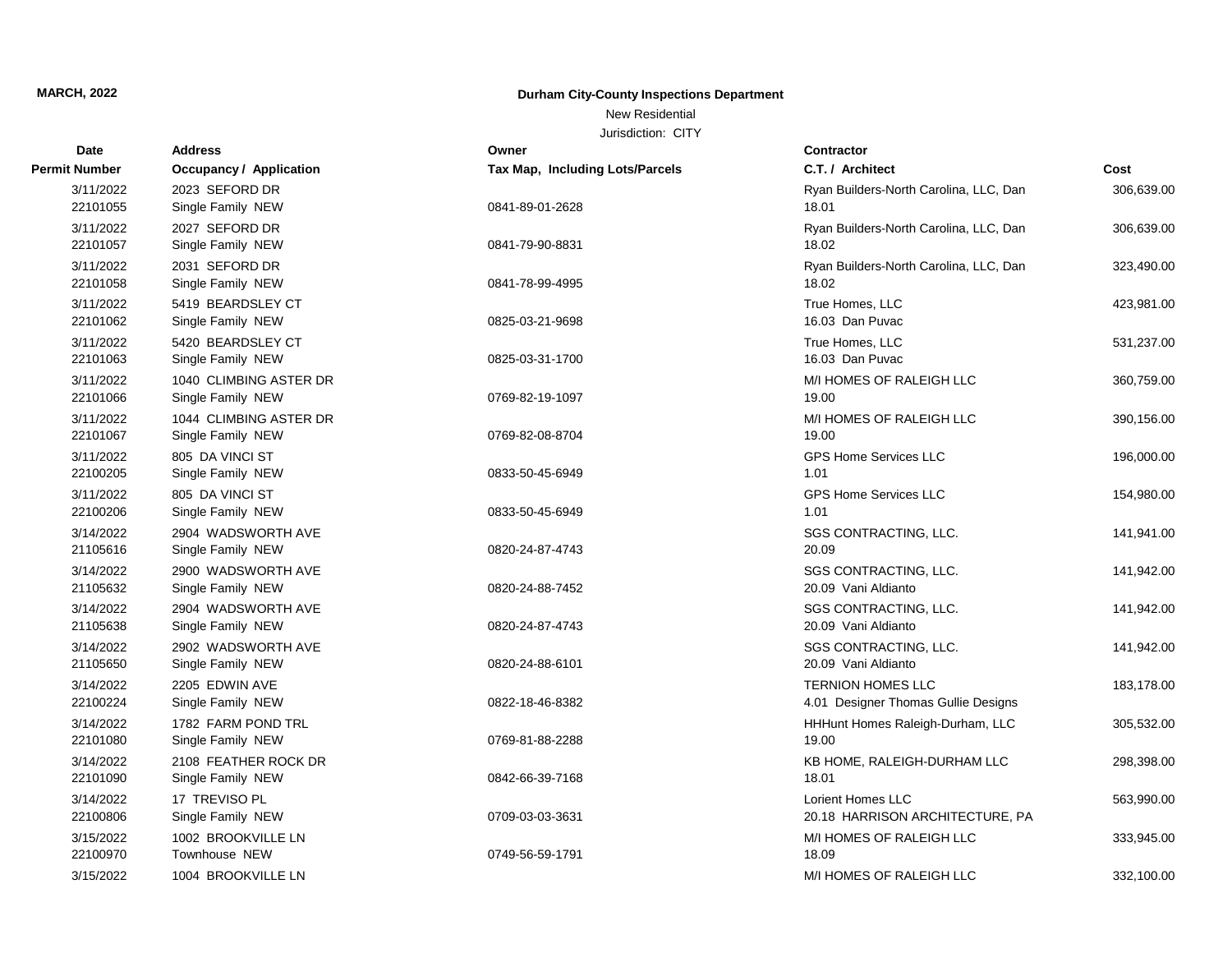**MARCH, 2022**

**Durham City-County Inspections Department**

New Residential

Jurisdiction: CITY

| Date<br>Permit Number | Address<br>Occupancy / Application | Owner<br>Tax Map, Including Lots/Parcels | Contractor<br>C.T. / Architect | Cost |
|---|---|---|---|---|
| 3/11/2022<br>22101055 | 2023 SEFORD DR<br>Single Family NEW | 0841-89-01-2628 | Ryan Builders-North Carolina, LLC, Dan<br>18.01 | 306,639.00 |
| 3/11/2022<br>22101057 | 2027 SEFORD DR<br>Single Family NEW | 0841-79-90-8831 | Ryan Builders-North Carolina, LLC, Dan<br>18.02 | 306,639.00 |
| 3/11/2022<br>22101058 | 2031 SEFORD DR<br>Single Family NEW | 0841-78-99-4995 | Ryan Builders-North Carolina, LLC, Dan<br>18.02 | 323,490.00 |
| 3/11/2022<br>22101062 | 5419 BEARDSLEY CT<br>Single Family NEW | 0825-03-21-9698 | True Homes, LLC<br>16.03 Dan Puvac | 423,981.00 |
| 3/11/2022<br>22101063 | 5420 BEARDSLEY CT<br>Single Family NEW | 0825-03-31-1700 | True Homes, LLC<br>16.03 Dan Puvac | 531,237.00 |
| 3/11/2022<br>22101066 | 1040 CLIMBING ASTER DR<br>Single Family NEW | 0769-82-19-1097 | M/I HOMES OF RALEIGH LLC<br>19.00 | 360,759.00 |
| 3/11/2022<br>22101067 | 1044 CLIMBING ASTER DR<br>Single Family NEW | 0769-82-08-8704 | M/I HOMES OF RALEIGH LLC<br>19.00 | 390,156.00 |
| 3/11/2022<br>22100205 | 805 DA VINCI ST<br>Single Family NEW | 0833-50-45-6949 | GPS Home Services LLC<br>1.01 | 196,000.00 |
| 3/11/2022<br>22100206 | 805 DA VINCI ST<br>Single Family NEW | 0833-50-45-6949 | GPS Home Services LLC<br>1.01 | 154,980.00 |
| 3/14/2022<br>21105616 | 2904 WADSWORTH AVE<br>Single Family NEW | 0820-24-87-4743 | SGS CONTRACTING, LLC.<br>20.09 | 141,941.00 |
| 3/14/2022<br>21105632 | 2900 WADSWORTH AVE<br>Single Family NEW | 0820-24-88-7452 | SGS CONTRACTING, LLC.<br>20.09 Vani Aldianto | 141,942.00 |
| 3/14/2022<br>21105638 | 2904 WADSWORTH AVE<br>Single Family NEW | 0820-24-87-4743 | SGS CONTRACTING, LLC.<br>20.09 Vani Aldianto | 141,942.00 |
| 3/14/2022<br>21105650 | 2902 WADSWORTH AVE<br>Single Family NEW | 0820-24-88-6101 | SGS CONTRACTING, LLC.<br>20.09 Vani Aldianto | 141,942.00 |
| 3/14/2022<br>22100224 | 2205 EDWIN AVE<br>Single Family NEW | 0822-18-46-8382 | TERNION HOMES LLC<br>4.01 Designer Thomas Gullie Designs | 183,178.00 |
| 3/14/2022<br>22101080 | 1782 FARM POND TRL<br>Single Family NEW | 0769-81-88-2288 | HHHunt Homes Raleigh-Durham, LLC<br>19.00 | 305,532.00 |
| 3/14/2022<br>22101090 | 2108 FEATHER ROCK DR<br>Single Family NEW | 0842-66-39-7168 | KB HOME, RALEIGH-DURHAM LLC<br>18.01 | 298,398.00 |
| 3/14/2022<br>22100806 | 17 TREVISO PL<br>Single Family NEW | 0709-03-03-3631 | Lorient Homes LLC<br>20.18 HARRISON ARCHITECTURE, PA | 563,990.00 |
| 3/15/2022<br>22100970 | 1002 BROOKVILLE LN<br>Townhouse NEW | 0749-56-59-1791 | M/I HOMES OF RALEIGH LLC<br>18.09 | 333,945.00 |
| 3/15/2022 | 1004 BROOKVILLE LN | | M/I HOMES OF RALEIGH LLC | 332,100.00 |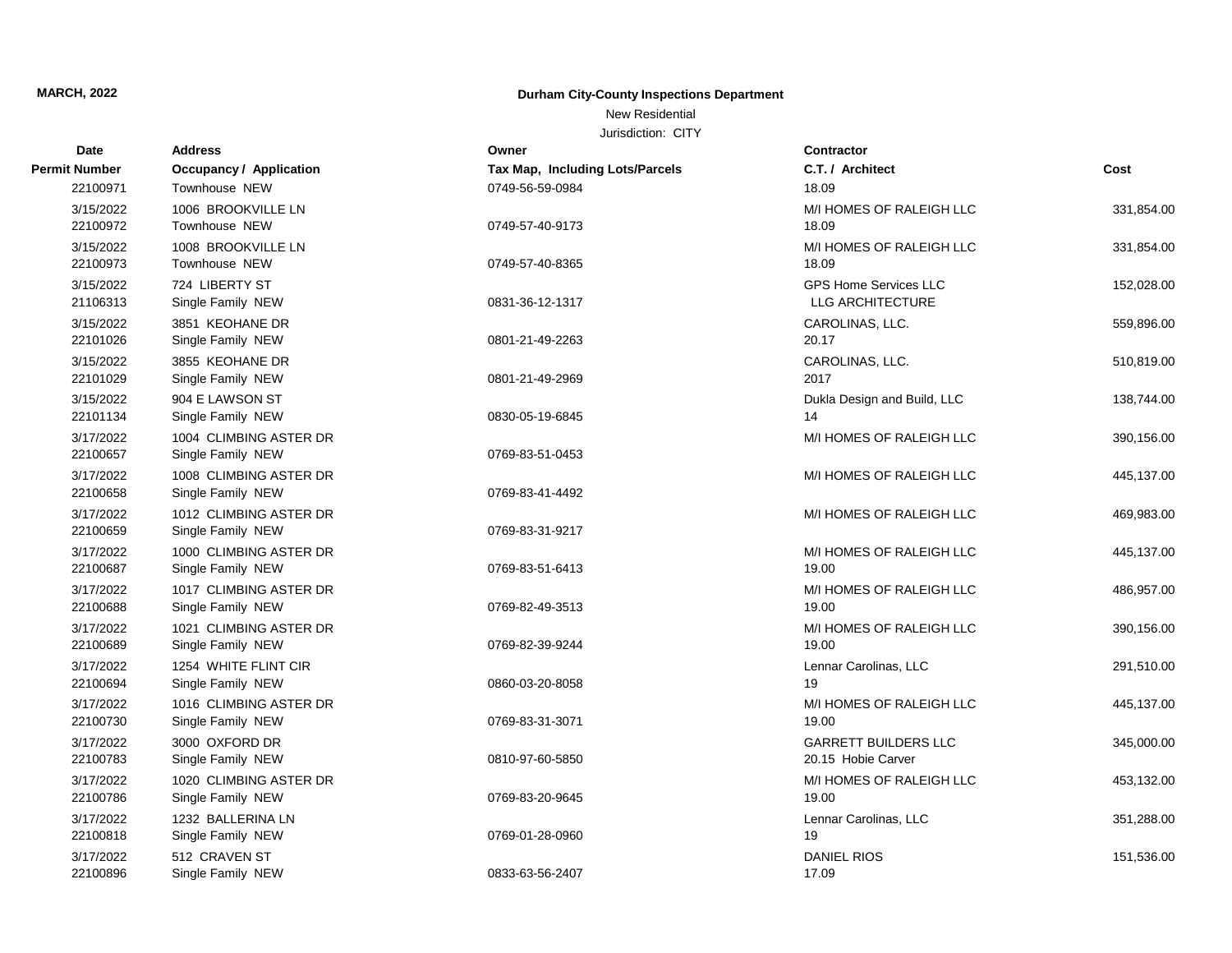**MARCH, 2022**

**Durham City-County Inspections Department**

New Residential

Jurisdiction: CITY

| Date | Address | Owner | Contractor | |
|---|---|---|---|---|
| **Permit Number** | **Occupancy / Application** | **Tax Map, Including Lots/Parcels** | **C.T. / Architect** | **Cost** |
| 22100971 | Townhouse NEW | 0749-56-59-0984 | 18.09 | |
| 3/15/2022 | 1006 BROOKVILLE LN | | M/I HOMES OF RALEIGH LLC | 331,854.00 |
| 22100972 | Townhouse NEW | 0749-57-40-9173 | 18.09 | |
| 3/15/2022 | 1008 BROOKVILLE LN | | M/I HOMES OF RALEIGH LLC | 331,854.00 |
| 22100973 | Townhouse NEW | 0749-57-40-8365 | 18.09 | |
| 3/15/2022 | 724 LIBERTY ST | | GPS Home Services LLC | 152,028.00 |
| 21106313 | Single Family NEW | 0831-36-12-1317 | LLG ARCHITECTURE | |
| 3/15/2022 | 3851 KEOHANE DR | | CAROLINAS, LLC. | 559,896.00 |
| 22101026 | Single Family NEW | 0801-21-49-2263 | 20.17 | |
| 3/15/2022 | 3855 KEOHANE DR | | CAROLINAS, LLC. | 510,819.00 |
| 22101029 | Single Family NEW | 0801-21-49-2969 | 2017 | |
| 3/15/2022 | 904 E LAWSON ST | | Dukla Design and Build, LLC | 138,744.00 |
| 22101134 | Single Family NEW | 0830-05-19-6845 | 14 | |
| 3/17/2022 | 1004 CLIMBING ASTER DR | | M/I HOMES OF RALEIGH LLC | 390,156.00 |
| 22100657 | Single Family NEW | 0769-83-51-0453 | | |
| 3/17/2022 | 1008 CLIMBING ASTER DR | | M/I HOMES OF RALEIGH LLC | 445,137.00 |
| 22100658 | Single Family NEW | 0769-83-41-4492 | | |
| 3/17/2022 | 1012 CLIMBING ASTER DR | | M/I HOMES OF RALEIGH LLC | 469,983.00 |
| 22100659 | Single Family NEW | 0769-83-31-9217 | | |
| 3/17/2022 | 1000 CLIMBING ASTER DR | | M/I HOMES OF RALEIGH LLC | 445,137.00 |
| 22100687 | Single Family NEW | 0769-83-51-6413 | 19.00 | |
| 3/17/2022 | 1017 CLIMBING ASTER DR | | M/I HOMES OF RALEIGH LLC | 486,957.00 |
| 22100688 | Single Family NEW | 0769-82-49-3513 | 19.00 | |
| 3/17/2022 | 1021 CLIMBING ASTER DR | | M/I HOMES OF RALEIGH LLC | 390,156.00 |
| 22100689 | Single Family NEW | 0769-82-39-9244 | 19.00 | |
| 3/17/2022 | 1254 WHITE FLINT CIR | | Lennar Carolinas, LLC | 291,510.00 |
| 22100694 | Single Family NEW | 0860-03-20-8058 | 19 | |
| 3/17/2022 | 1016 CLIMBING ASTER DR | | M/I HOMES OF RALEIGH LLC | 445,137.00 |
| 22100730 | Single Family NEW | 0769-83-31-3071 | 19.00 | |
| 3/17/2022 | 3000 OXFORD DR | | GARRETT BUILDERS LLC | 345,000.00 |
| 22100783 | Single Family NEW | 0810-97-60-5850 | 20.15 Hobie Carver | |
| 3/17/2022 | 1020 CLIMBING ASTER DR | | M/I HOMES OF RALEIGH LLC | 453,132.00 |
| 22100786 | Single Family NEW | 0769-83-20-9645 | 19.00 | |
| 3/17/2022 | 1232 BALLERINA LN | | Lennar Carolinas, LLC | 351,288.00 |
| 22100818 | Single Family NEW | 0769-01-28-0960 | 19 | |
| 3/17/2022 | 512 CRAVEN ST | | DANIEL RIOS | 151,536.00 |
| 22100896 | Single Family NEW | 0833-63-56-2407 | 17.09 | |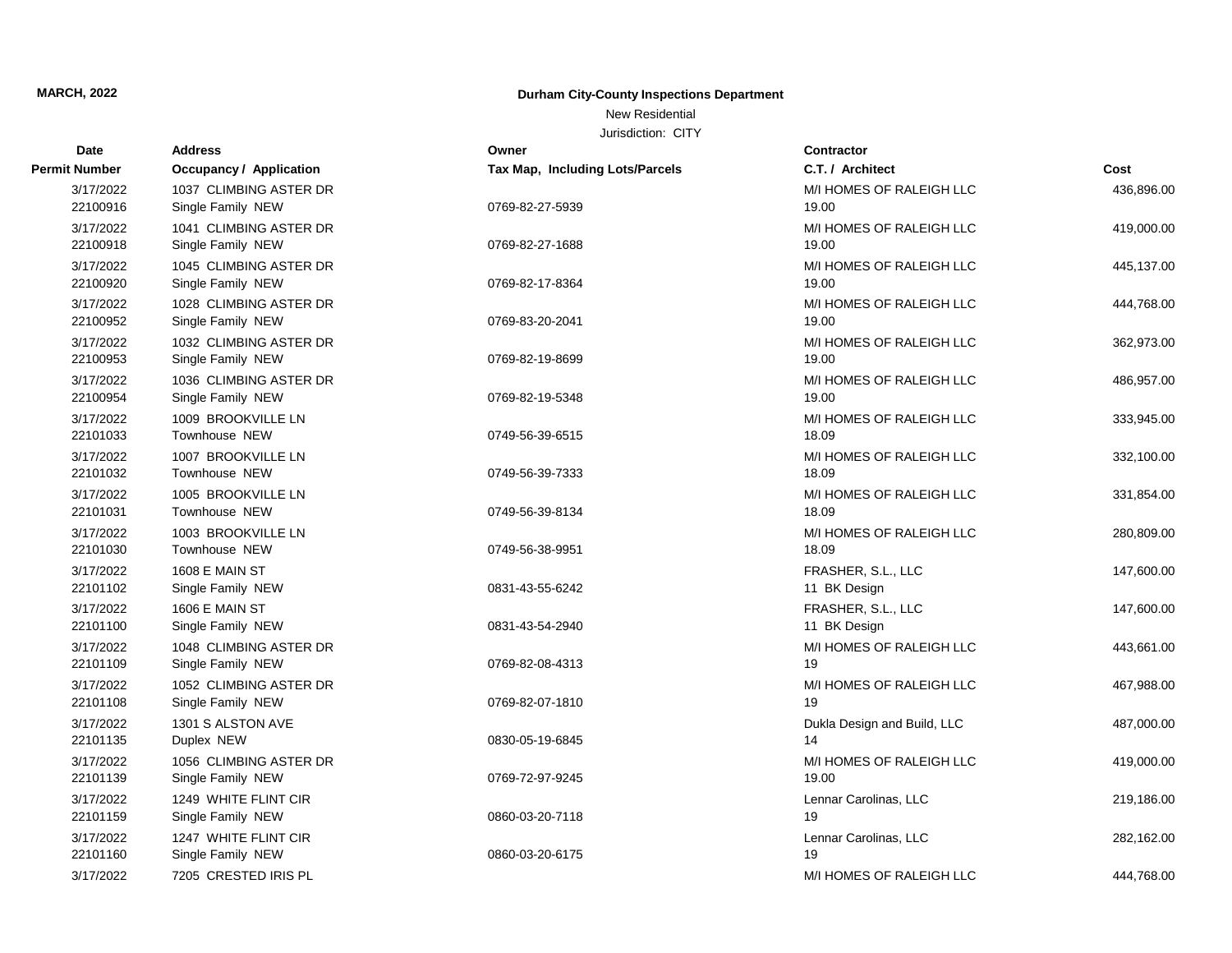**MARCH, 2022**

**Durham City-County Inspections Department**

New Residential

Jurisdiction: CITY

| Date<br>Permit Number | Address<br>Occupancy / Application | Owner<br>Tax Map, Including Lots/Parcels | Contractor<br>C.T. / Architect | Cost |
|---|---|---|---|---|
| 3/17/2022<br>22100916 | 1037 CLIMBING ASTER DR<br>Single Family NEW | 0769-82-27-5939 | M/I HOMES OF RALEIGH LLC<br>19.00 | 436,896.00 |
| 3/17/2022<br>22100918 | 1041 CLIMBING ASTER DR<br>Single Family NEW | 0769-82-27-1688 | M/I HOMES OF RALEIGH LLC<br>19.00 | 419,000.00 |
| 3/17/2022<br>22100920 | 1045 CLIMBING ASTER DR<br>Single Family NEW | 0769-82-17-8364 | M/I HOMES OF RALEIGH LLC<br>19.00 | 445,137.00 |
| 3/17/2022<br>22100952 | 1028 CLIMBING ASTER DR<br>Single Family NEW | 0769-83-20-2041 | M/I HOMES OF RALEIGH LLC<br>19.00 | 444,768.00 |
| 3/17/2022<br>22100953 | 1032 CLIMBING ASTER DR<br>Single Family NEW | 0769-82-19-8699 | M/I HOMES OF RALEIGH LLC<br>19.00 | 362,973.00 |
| 3/17/2022<br>22100954 | 1036 CLIMBING ASTER DR<br>Single Family NEW | 0769-82-19-5348 | M/I HOMES OF RALEIGH LLC<br>19.00 | 486,957.00 |
| 3/17/2022<br>22101033 | 1009 BROOKVILLE LN<br>Townhouse NEW | 0749-56-39-6515 | M/I HOMES OF RALEIGH LLC<br>18.09 | 333,945.00 |
| 3/17/2022<br>22101032 | 1007 BROOKVILLE LN<br>Townhouse NEW | 0749-56-39-7333 | M/I HOMES OF RALEIGH LLC<br>18.09 | 332,100.00 |
| 3/17/2022<br>22101031 | 1005 BROOKVILLE LN<br>Townhouse NEW | 0749-56-39-8134 | M/I HOMES OF RALEIGH LLC<br>18.09 | 331,854.00 |
| 3/17/2022<br>22101030 | 1003 BROOKVILLE LN<br>Townhouse NEW | 0749-56-38-9951 | M/I HOMES OF RALEIGH LLC<br>18.09 | 280,809.00 |
| 3/17/2022<br>22101102 | 1608 E MAIN ST<br>Single Family NEW | 0831-43-55-6242 | FRASHER, S.L., LLC<br>11 BK Design | 147,600.00 |
| 3/17/2022<br>22101100 | 1606 E MAIN ST<br>Single Family NEW | 0831-43-54-2940 | FRASHER, S.L., LLC<br>11 BK Design | 147,600.00 |
| 3/17/2022<br>22101109 | 1048 CLIMBING ASTER DR<br>Single Family NEW | 0769-82-08-4313 | M/I HOMES OF RALEIGH LLC<br>19 | 443,661.00 |
| 3/17/2022<br>22101108 | 1052 CLIMBING ASTER DR<br>Single Family NEW | 0769-82-07-1810 | M/I HOMES OF RALEIGH LLC<br>19 | 467,988.00 |
| 3/17/2022<br>22101135 | 1301 S ALSTON AVE<br>Duplex NEW | 0830-05-19-6845 | Dukla Design and Build, LLC<br>14 | 487,000.00 |
| 3/17/2022<br>22101139 | 1056 CLIMBING ASTER DR<br>Single Family NEW | 0769-72-97-9245 | M/I HOMES OF RALEIGH LLC<br>19.00 | 419,000.00 |
| 3/17/2022<br>22101159 | 1249 WHITE FLINT CIR<br>Single Family NEW | 0860-03-20-7118 | Lennar Carolinas, LLC<br>19 | 219,186.00 |
| 3/17/2022<br>22101160 | 1247 WHITE FLINT CIR<br>Single Family NEW | 0860-03-20-6175 | Lennar Carolinas, LLC<br>19 | 282,162.00 |
| 3/17/2022 | 7205 CRESTED IRIS PL | | M/I HOMES OF RALEIGH LLC | 444,768.00 |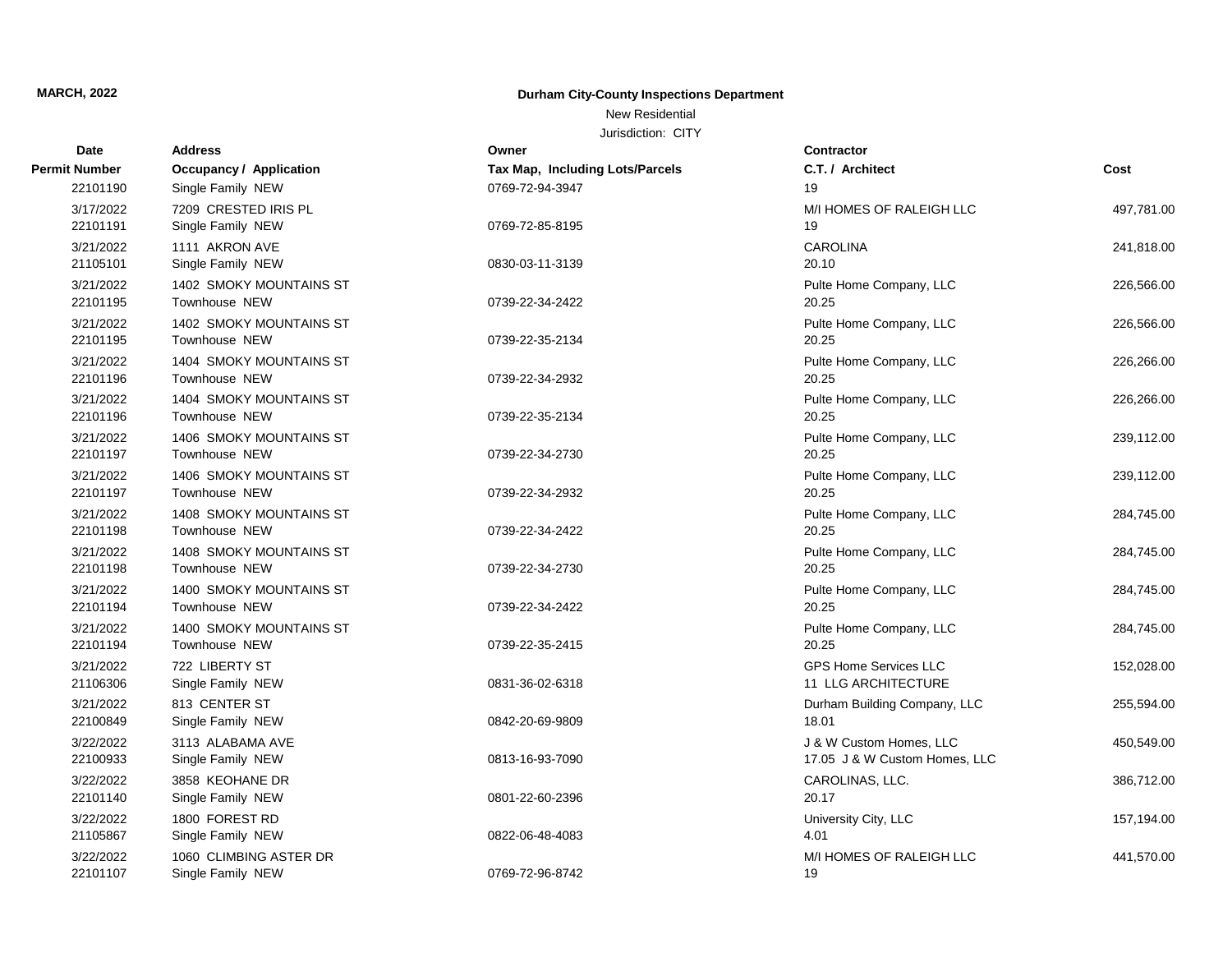**MARCH, 2022**

**Durham City-County Inspections Department**

New Residential

Jurisdiction: CITY

| Date / Permit Number | Address / Occupancy / Application | Owner / Tax Map, Including Lots/Parcels | Contractor / C.T. / Architect | Cost |
|---|---|---|---|---|
| 22101190 | Single Family NEW | 0769-72-94-3947 | 19 | |
| 3/17/2022 | 7209 CRESTED IRIS PL | | M/I HOMES OF RALEIGH LLC | 497,781.00 |
| 22101191 | Single Family NEW | 0769-72-85-8195 | 19 | |
| 3/21/2022 | 1111 AKRON AVE | | CAROLINA | 241,818.00 |
| 21105101 | Single Family NEW | 0830-03-11-3139 | 20.10 | |
| 3/21/2022 | 1402 SMOKY MOUNTAINS ST | | Pulte Home Company, LLC | 226,566.00 |
| 22101195 | Townhouse NEW | 0739-22-34-2422 | 20.25 | |
| 3/21/2022 | 1402 SMOKY MOUNTAINS ST | | Pulte Home Company, LLC | 226,566.00 |
| 22101195 | Townhouse NEW | 0739-22-35-2134 | 20.25 | |
| 3/21/2022 | 1404 SMOKY MOUNTAINS ST | | Pulte Home Company, LLC | 226,266.00 |
| 22101196 | Townhouse NEW | 0739-22-34-2932 | 20.25 | |
| 3/21/2022 | 1404 SMOKY MOUNTAINS ST | | Pulte Home Company, LLC | 226,266.00 |
| 22101196 | Townhouse NEW | 0739-22-35-2134 | 20.25 | |
| 3/21/2022 | 1406 SMOKY MOUNTAINS ST | | Pulte Home Company, LLC | 239,112.00 |
| 22101197 | Townhouse NEW | 0739-22-34-2730 | 20.25 | |
| 3/21/2022 | 1406 SMOKY MOUNTAINS ST | | Pulte Home Company, LLC | 239,112.00 |
| 22101197 | Townhouse NEW | 0739-22-34-2932 | 20.25 | |
| 3/21/2022 | 1408 SMOKY MOUNTAINS ST | | Pulte Home Company, LLC | 284,745.00 |
| 22101198 | Townhouse NEW | 0739-22-34-2422 | 20.25 | |
| 3/21/2022 | 1408 SMOKY MOUNTAINS ST | | Pulte Home Company, LLC | 284,745.00 |
| 22101198 | Townhouse NEW | 0739-22-34-2730 | 20.25 | |
| 3/21/2022 | 1400 SMOKY MOUNTAINS ST | | Pulte Home Company, LLC | 284,745.00 |
| 22101194 | Townhouse NEW | 0739-22-34-2422 | 20.25 | |
| 3/21/2022 | 1400 SMOKY MOUNTAINS ST | | Pulte Home Company, LLC | 284,745.00 |
| 22101194 | Townhouse NEW | 0739-22-35-2415 | 20.25 | |
| 3/21/2022 | 722 LIBERTY ST | | GPS Home Services LLC | 152,028.00 |
| 21106306 | Single Family NEW | 0831-36-02-6318 | 11 LLG ARCHITECTURE | |
| 3/21/2022 | 813 CENTER ST | | Durham Building Company, LLC | 255,594.00 |
| 22100849 | Single Family NEW | 0842-20-69-9809 | 18.01 | |
| 3/22/2022 | 3113 ALABAMA AVE | | J & W Custom Homes, LLC | 450,549.00 |
| 22100933 | Single Family NEW | 0813-16-93-7090 | 17.05 J & W Custom Homes, LLC | |
| 3/22/2022 | 3858 KEOHANE DR | | CAROLINAS, LLC. | 386,712.00 |
| 22101140 | Single Family NEW | 0801-22-60-2396 | 20.17 | |
| 3/22/2022 | 1800 FOREST RD | | University City, LLC | 157,194.00 |
| 21105867 | Single Family NEW | 0822-06-48-4083 | 4.01 | |
| 3/22/2022 | 1060 CLIMBING ASTER DR | | M/I HOMES OF RALEIGH LLC | 441,570.00 |
| 22101107 | Single Family NEW | 0769-72-96-8742 | 19 | |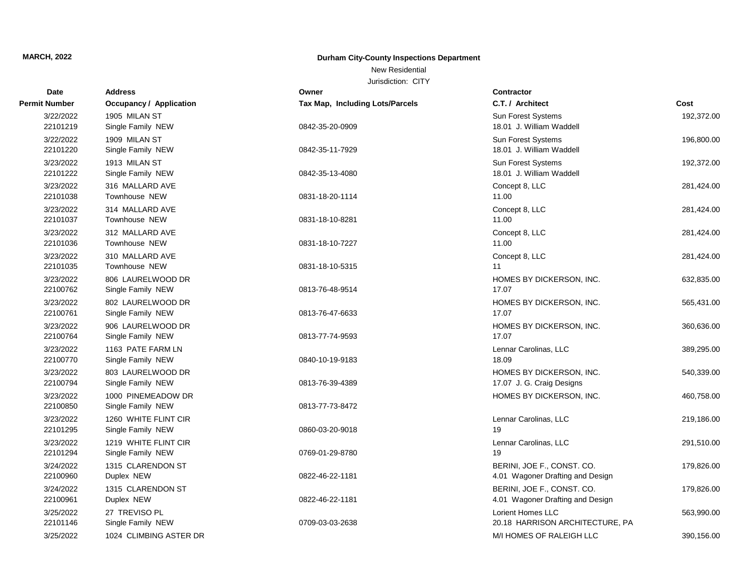**MARCH, 2022**

**Durham City-County Inspections Department**

New Residential

Jurisdiction: CITY

| Date<br>Permit Number | Address<br>Occupancy / Application | Owner<br>Tax Map, Including Lots/Parcels | Contractor<br>C.T. / Architect | Cost |
|---|---|---|---|---|
| 3/22/2022<br>22101219 | 1905 MILAN ST<br>Single Family NEW | 0842-35-20-0909 | Sun Forest Systems<br>18.01 J. William Waddell | 192,372.00 |
| 3/22/2022<br>22101220 | 1909 MILAN ST<br>Single Family NEW | 0842-35-11-7929 | Sun Forest Systems<br>18.01 J. William Waddell | 196,800.00 |
| 3/23/2022<br>22101222 | 1913 MILAN ST<br>Single Family NEW | 0842-35-13-4080 | Sun Forest Systems<br>18.01 J. William Waddell | 192,372.00 |
| 3/23/2022<br>22101038 | 316 MALLARD AVE<br>Townhouse NEW | 0831-18-20-1114 | Concept 8, LLC<br>11.00 | 281,424.00 |
| 3/23/2022<br>22101037 | 314 MALLARD AVE<br>Townhouse NEW | 0831-18-10-8281 | Concept 8, LLC<br>11.00 | 281,424.00 |
| 3/23/2022<br>22101036 | 312 MALLARD AVE<br>Townhouse NEW | 0831-18-10-7227 | Concept 8, LLC<br>11.00 | 281,424.00 |
| 3/23/2022<br>22101035 | 310 MALLARD AVE<br>Townhouse NEW | 0831-18-10-5315 | Concept 8, LLC<br>11 | 281,424.00 |
| 3/23/2022<br>22100762 | 806 LAURELWOOD DR<br>Single Family NEW | 0813-76-48-9514 | HOMES BY DICKERSON, INC.<br>17.07 | 632,835.00 |
| 3/23/2022<br>22100761 | 802 LAURELWOOD DR<br>Single Family NEW | 0813-76-47-6633 | HOMES BY DICKERSON, INC.<br>17.07 | 565,431.00 |
| 3/23/2022<br>22100764 | 906 LAURELWOOD DR<br>Single Family NEW | 0813-77-74-9593 | HOMES BY DICKERSON, INC.<br>17.07 | 360,636.00 |
| 3/23/2022<br>22100770 | 1163 PATE FARM LN<br>Single Family NEW | 0840-10-19-9183 | Lennar Carolinas, LLC<br>18.09 | 389,295.00 |
| 3/23/2022<br>22100794 | 803 LAURELWOOD DR<br>Single Family NEW | 0813-76-39-4389 | HOMES BY DICKERSON, INC.<br>17.07 J. G. Craig Designs | 540,339.00 |
| 3/23/2022<br>22100850 | 1000 PINEMEADOW DR<br>Single Family NEW | 0813-77-73-8472 | HOMES BY DICKERSON, INC. | 460,758.00 |
| 3/23/2022<br>22101295 | 1260 WHITE FLINT CIR<br>Single Family NEW | 0860-03-20-9018 | Lennar Carolinas, LLC<br>19 | 219,186.00 |
| 3/23/2022<br>22101294 | 1219 WHITE FLINT CIR<br>Single Family NEW | 0769-01-29-8780 | Lennar Carolinas, LLC<br>19 | 291,510.00 |
| 3/24/2022<br>22100960 | 1315 CLARENDON ST<br>Duplex NEW | 0822-46-22-1181 | BERINI, JOE F., CONST. CO.<br>4.01 Wagoner Drafting and Design | 179,826.00 |
| 3/24/2022<br>22100961 | 1315 CLARENDON ST<br>Duplex NEW | 0822-46-22-1181 | BERINI, JOE F., CONST. CO.<br>4.01 Wagoner Drafting and Design | 179,826.00 |
| 3/25/2022<br>22101146 | 27 TREVISO PL<br>Single Family NEW | 0709-03-03-2638 | Lorient Homes LLC<br>20.18 HARRISON ARCHITECTURE, PA | 563,990.00 |
| 3/25/2022 | 1024 CLIMBING ASTER DR | | M/I HOMES OF RALEIGH LLC | 390,156.00 |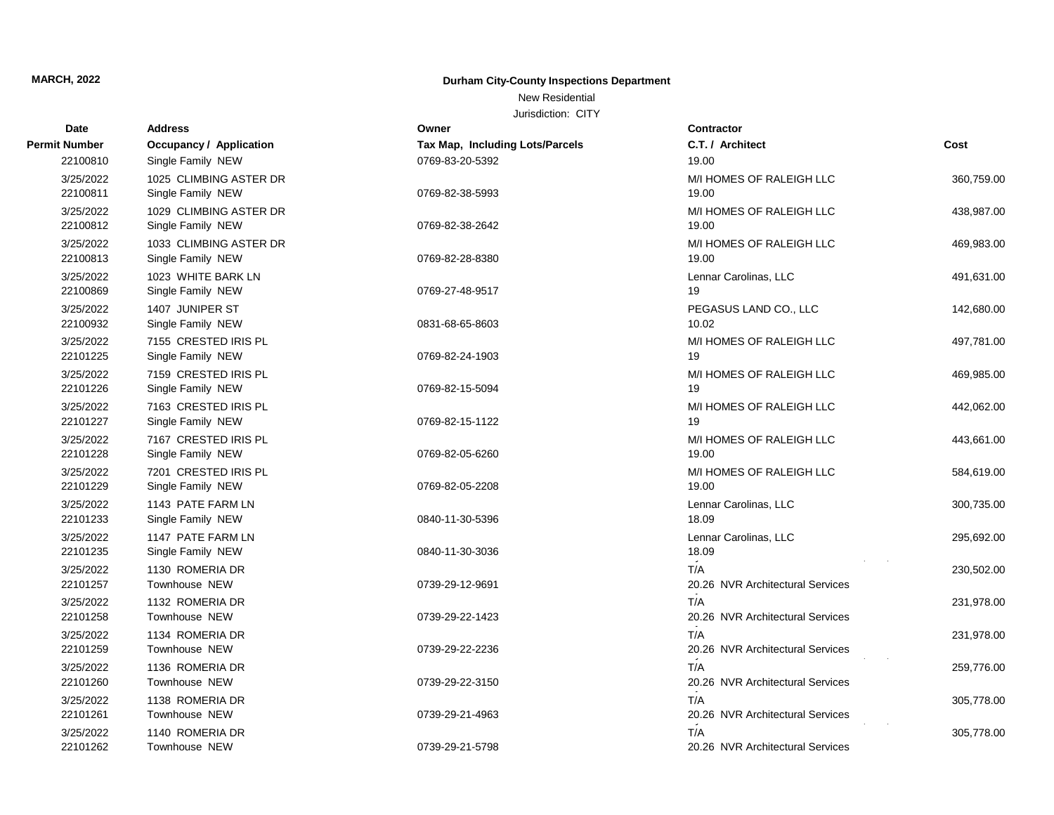**MARCH, 2022**

**Durham City-County Inspections Department**

New Residential

Jurisdiction: CITY

| Date / Permit Number | Address / Occupancy / Application | Owner / Tax Map, Including Lots/Parcels | Contractor / C.T. / Architect | Cost |
|---|---|---|---|---|
| 22100810 | Single Family NEW | 0769-83-20-5392 | 19.00 | |
| 3/25/2022 | 1025 CLIMBING ASTER DR | | M/I HOMES OF RALEIGH LLC | 360,759.00 |
| 22100811 | Single Family NEW | 0769-82-38-5993 | 19.00 | |
| 3/25/2022 | 1029 CLIMBING ASTER DR | | M/I HOMES OF RALEIGH LLC | 438,987.00 |
| 22100812 | Single Family NEW | 0769-82-38-2642 | 19.00 | |
| 3/25/2022 | 1033 CLIMBING ASTER DR | | M/I HOMES OF RALEIGH LLC | 469,983.00 |
| 22100813 | Single Family NEW | 0769-82-28-8380 | 19.00 | |
| 3/25/2022 | 1023 WHITE BARK LN | | Lennar Carolinas, LLC | 491,631.00 |
| 22100869 | Single Family NEW | 0769-27-48-9517 | 19 | |
| 3/25/2022 | 1407 JUNIPER ST | | PEGASUS LAND CO., LLC | 142,680.00 |
| 22100932 | Single Family NEW | 0831-68-65-8603 | 10.02 | |
| 3/25/2022 | 7155 CRESTED IRIS PL | | M/I HOMES OF RALEIGH LLC | 497,781.00 |
| 22101225 | Single Family NEW | 0769-82-24-1903 | 19 | |
| 3/25/2022 | 7159 CRESTED IRIS PL | | M/I HOMES OF RALEIGH LLC | 469,985.00 |
| 22101226 | Single Family NEW | 0769-82-15-5094 | 19 | |
| 3/25/2022 | 7163 CRESTED IRIS PL | | M/I HOMES OF RALEIGH LLC | 442,062.00 |
| 22101227 | Single Family NEW | 0769-82-15-1122 | 19 | |
| 3/25/2022 | 7167 CRESTED IRIS PL | | M/I HOMES OF RALEIGH LLC | 443,661.00 |
| 22101228 | Single Family NEW | 0769-82-05-6260 | 19.00 | |
| 3/25/2022 | 7201 CRESTED IRIS PL | | M/I HOMES OF RALEIGH LLC | 584,619.00 |
| 22101229 | Single Family NEW | 0769-82-05-2208 | 19.00 | |
| 3/25/2022 | 1143 PATE FARM LN | | Lennar Carolinas, LLC | 300,735.00 |
| 22101233 | Single Family NEW | 0840-11-30-5396 | 18.09 | |
| 3/25/2022 | 1147 PATE FARM LN | | Lennar Carolinas, LLC | 295,692.00 |
| 22101235 | Single Family NEW | 0840-11-30-3036 | 18.09 | |
| 3/25/2022 | 1130 ROMERIA DR | | T/A | 230,502.00 |
| 22101257 | Townhouse NEW | 0739-29-12-9691 | 20.26 NVR Architectural Services | |
| 3/25/2022 | 1132 ROMERIA DR | | T/A | 231,978.00 |
| 22101258 | Townhouse NEW | 0739-29-22-1423 | 20.26 NVR Architectural Services | |
| 3/25/2022 | 1134 ROMERIA DR | | T/A | 231,978.00 |
| 22101259 | Townhouse NEW | 0739-29-22-2236 | 20.26 NVR Architectural Services | |
| 3/25/2022 | 1136 ROMERIA DR | | T/A | 259,776.00 |
| 22101260 | Townhouse NEW | 0739-29-22-3150 | 20.26 NVR Architectural Services | |
| 3/25/2022 | 1138 ROMERIA DR | | T/A | 305,778.00 |
| 22101261 | Townhouse NEW | 0739-29-21-4963 | 20.26 NVR Architectural Services | |
| 3/25/2022 | 1140 ROMERIA DR | | T/A | 305,778.00 |
| 22101262 | Townhouse NEW | 0739-29-21-5798 | 20.26 NVR Architectural Services | |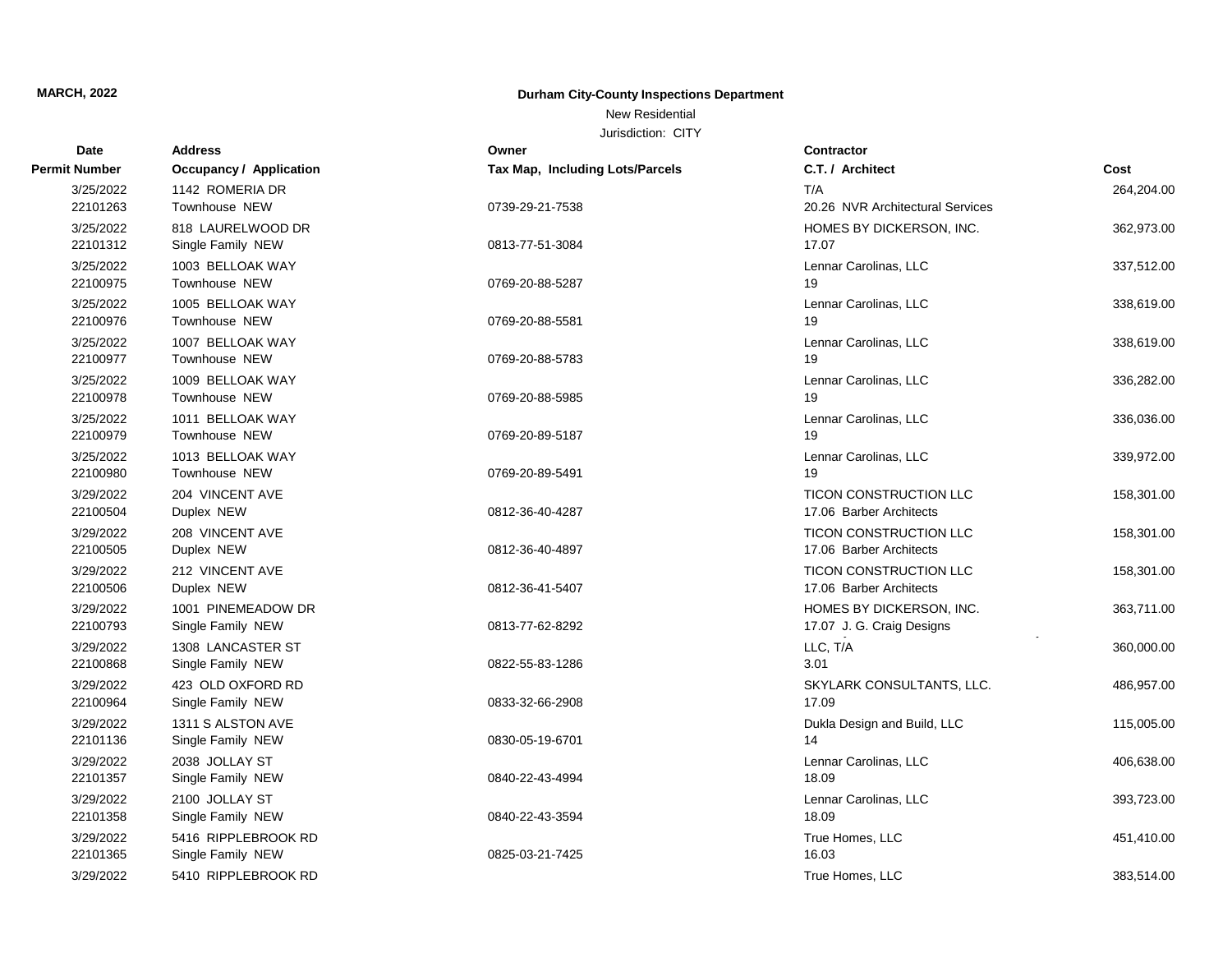**MARCH, 2022**

**Durham City-County Inspections Department**

New Residential

Jurisdiction: CITY

| Date / Permit Number | Address / Occupancy / Application | Owner / Tax Map, Including Lots/Parcels | Contractor / C.T. / Architect | Cost |
|---|---|---|---|---|
| 3/25/2022<br>22101263 | 1142 ROMERIA DR<br>Townhouse NEW | 0739-29-21-7538 | T/A<br>20.26 NVR Architectural Services | 264,204.00 |
| 3/25/2022<br>22101312 | 818 LAURELWOOD DR<br>Single Family NEW | 0813-77-51-3084 | HOMES BY DICKERSON, INC.<br>17.07 | 362,973.00 |
| 3/25/2022<br>22100975 | 1003 BELLOAK WAY<br>Townhouse NEW | 0769-20-88-5287 | Lennar Carolinas, LLC<br>19 | 337,512.00 |
| 3/25/2022<br>22100976 | 1005 BELLOAK WAY<br>Townhouse NEW | 0769-20-88-5581 | Lennar Carolinas, LLC<br>19 | 338,619.00 |
| 3/25/2022<br>22100977 | 1007 BELLOAK WAY<br>Townhouse NEW | 0769-20-88-5783 | Lennar Carolinas, LLC<br>19 | 338,619.00 |
| 3/25/2022<br>22100978 | 1009 BELLOAK WAY<br>Townhouse NEW | 0769-20-88-5985 | Lennar Carolinas, LLC<br>19 | 336,282.00 |
| 3/25/2022<br>22100979 | 1011 BELLOAK WAY<br>Townhouse NEW | 0769-20-89-5187 | Lennar Carolinas, LLC<br>19 | 336,036.00 |
| 3/25/2022<br>22100980 | 1013 BELLOAK WAY<br>Townhouse NEW | 0769-20-89-5491 | Lennar Carolinas, LLC<br>19 | 339,972.00 |
| 3/29/2022<br>22100504 | 204 VINCENT AVE<br>Duplex NEW | 0812-36-40-4287 | TICON CONSTRUCTION LLC<br>17.06 Barber Architects | 158,301.00 |
| 3/29/2022<br>22100505 | 208 VINCENT AVE<br>Duplex NEW | 0812-36-40-4897 | TICON CONSTRUCTION LLC<br>17.06 Barber Architects | 158,301.00 |
| 3/29/2022<br>22100506 | 212 VINCENT AVE<br>Duplex NEW | 0812-36-41-5407 | TICON CONSTRUCTION LLC<br>17.06 Barber Architects | 158,301.00 |
| 3/29/2022<br>22100793 | 1001 PINEMEADOW DR<br>Single Family NEW | 0813-77-62-8292 | HOMES BY DICKERSON, INC.<br>17.07 J. G. Craig Designs | 363,711.00 |
| 3/29/2022<br>22100868 | 1308 LANCASTER ST<br>Single Family NEW | 0822-55-83-1286 | LLC, T/A<br>3.01 | 360,000.00 |
| 3/29/2022<br>22100964 | 423 OLD OXFORD RD<br>Single Family NEW | 0833-32-66-2908 | SKYLARK CONSULTANTS, LLC.<br>17.09 | 486,957.00 |
| 3/29/2022<br>22101136 | 1311 S ALSTON AVE<br>Single Family NEW | 0830-05-19-6701 | Dukla Design and Build, LLC<br>14 | 115,005.00 |
| 3/29/2022<br>22101357 | 2038 JOLLAY ST<br>Single Family NEW | 0840-22-43-4994 | Lennar Carolinas, LLC<br>18.09 | 406,638.00 |
| 3/29/2022<br>22101358 | 2100 JOLLAY ST<br>Single Family NEW | 0840-22-43-3594 | Lennar Carolinas, LLC<br>18.09 | 393,723.00 |
| 3/29/2022<br>22101365 | 5416 RIPPLEBROOK RD<br>Single Family NEW | 0825-03-21-7425 | True Homes, LLC<br>16.03 | 451,410.00 |
| 3/29/2022 | 5410 RIPPLEBROOK RD | | True Homes, LLC | 383,514.00 |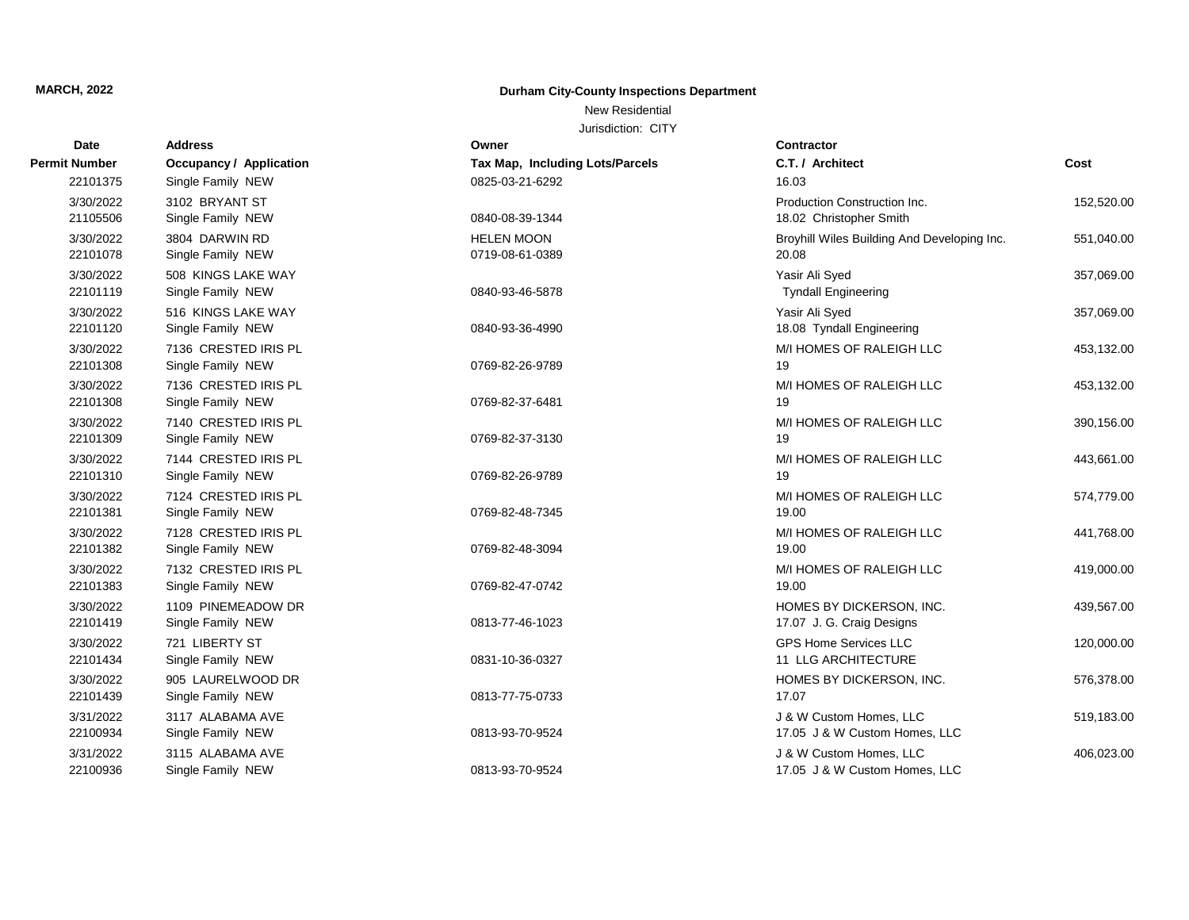**MARCH, 2022**

**Durham City-County Inspections Department**

New Residential

Jurisdiction: CITY

| Date | Permit Number | Address | Occupancy / Application | Owner | Tax Map, Including Lots/Parcels | Contractor | C.T. / Architect | Cost |
|---|---|---|---|---|---|---|---|---|
| | 22101375 | | Single Family NEW | | 0825-03-21-6292 | | 16.03 | |
| 3/30/2022 | 21105506 | 3102 BRYANT ST | Single Family NEW | | 0840-08-39-1344 | Production Construction Inc. | 18.02 Christopher Smith | 152,520.00 |
| 3/30/2022 | 22101078 | 3804 DARWIN RD | Single Family NEW | HELEN MOON | 0719-08-61-0389 | Broyhill Wiles Building And Developing Inc. | 20.08 | 551,040.00 |
| 3/30/2022 | 22101119 | 508 KINGS LAKE WAY | Single Family NEW | | 0840-93-46-5878 | Yasir Ali Syed | Tyndall Engineering | 357,069.00 |
| 3/30/2022 | 22101120 | 516 KINGS LAKE WAY | Single Family NEW | | 0840-93-36-4990 | Yasir Ali Syed | 18.08 Tyndall Engineering | 357,069.00 |
| 3/30/2022 | 22101308 | 7136 CRESTED IRIS PL | Single Family NEW | | 0769-82-26-9789 | M/I HOMES OF RALEIGH LLC | 19 | 453,132.00 |
| 3/30/2022 | 22101308 | 7136 CRESTED IRIS PL | Single Family NEW | | 0769-82-37-6481 | M/I HOMES OF RALEIGH LLC | 19 | 453,132.00 |
| 3/30/2022 | 22101309 | 7140 CRESTED IRIS PL | Single Family NEW | | 0769-82-37-3130 | M/I HOMES OF RALEIGH LLC | 19 | 390,156.00 |
| 3/30/2022 | 22101310 | 7144 CRESTED IRIS PL | Single Family NEW | | 0769-82-26-9789 | M/I HOMES OF RALEIGH LLC | 19 | 443,661.00 |
| 3/30/2022 | 22101381 | 7124 CRESTED IRIS PL | Single Family NEW | | 0769-82-48-7345 | M/I HOMES OF RALEIGH LLC | 19.00 | 574,779.00 |
| 3/30/2022 | 22101382 | 7128 CRESTED IRIS PL | Single Family NEW | | 0769-82-48-3094 | M/I HOMES OF RALEIGH LLC | 19.00 | 441,768.00 |
| 3/30/2022 | 22101383 | 7132 CRESTED IRIS PL | Single Family NEW | | 0769-82-47-0742 | M/I HOMES OF RALEIGH LLC | 19.00 | 419,000.00 |
| 3/30/2022 | 22101419 | 1109 PINEMEADOW DR | Single Family NEW | | 0813-77-46-1023 | HOMES BY DICKERSON, INC. | 17.07 J. G. Craig Designs | 439,567.00 |
| 3/30/2022 | 22101434 | 721 LIBERTY ST | Single Family NEW | | 0831-10-36-0327 | GPS Home Services LLC | 11 LLG ARCHITECTURE | 120,000.00 |
| 3/30/2022 | 22101439 | 905 LAURELWOOD DR | Single Family NEW | | 0813-77-75-0733 | HOMES BY DICKERSON, INC. | 17.07 | 576,378.00 |
| 3/31/2022 | 22100934 | 3117 ALABAMA AVE | Single Family NEW | | 0813-93-70-9524 | J & W Custom Homes, LLC | 17.05 J & W Custom Homes, LLC | 519,183.00 |
| 3/31/2022 | 22100936 | 3115 ALABAMA AVE | Single Family NEW | | 0813-93-70-9524 | J & W Custom Homes, LLC | 17.05 J & W Custom Homes, LLC | 406,023.00 |